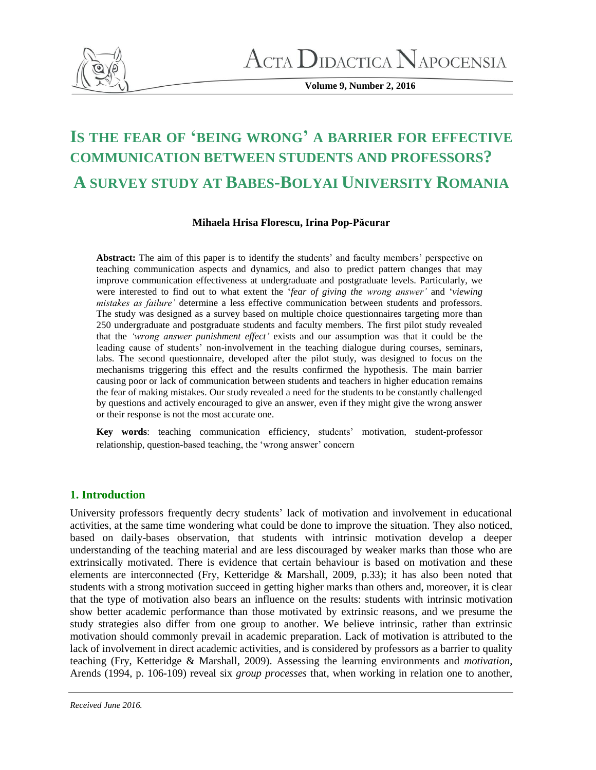# Is the fear of 'being wrong' a barrier for effective communication between students and professors? A survey study at Babes-Bolyai University Romania

**Mihaela Hrisa Florescu, Irina Pop-Păcurar**

**Abstract:** The aim of this paper is to identify the students' and faculty members' perspective on teaching communication aspects and dynamics, and also to predict pattern changes that may improve communication effectiveness at undergraduate and postgraduate levels. Particularly, we were interested to find out to what extent the '*fear of giving the wrong answer'* and '*viewing mistakes as failure'* determine a less effective communication between students and professors. The study was designed as a survey based on multiple choice questionnaires targeting more than 250 undergraduate and postgraduate students and faculty members. The first pilot study revealed that the *'wrong answer punishment effect'* exists and our assumption was that it could be the leading cause of students' non-involvement in the teaching dialogue during courses, seminars, labs. The second questionnaire, developed after the pilot study, was designed to focus on the mechanisms triggering this effect and the results confirmed the hypothesis. The main barrier causing poor or lack of communication between students and teachers in higher education remains the fear of making mistakes. Our study revealed a need for the students to be constantly challenged by questions and actively encouraged to give an answer, even if they might give the wrong answer or their response is not the most accurate one.

**Key words**: teaching communication efficiency, students' motivation, student-professor relationship, question-based teaching, the 'wrong answer' concern

## 1. Introduction

University professors frequently decry students' lack of motivation and involvement in educational activities, at the same time wondering what could be done to improve the situation. They also noticed, based on daily-bases observation, that students with intrinsic motivation develop a deeper understanding of the teaching material and are less discouraged by weaker marks than those who are extrinsically motivated. There is evidence that certain behaviour is based on motivation and these elements are interconnected (Fry, Ketteridge & Marshall, 2009, p.33); it has also been noted that students with a strong motivation succeed in getting higher marks than others and, moreover, it is clear that the type of motivation also bears an influence on the results: students with intrinsic motivation show better academic performance than those motivated by extrinsic reasons, and we presume the study strategies also differ from one group to another. We believe intrinsic, rather than extrinsic motivation should commonly prevail in academic preparation. Lack of motivation is attributed to the lack of involvement in direct academic activities, and is considered by professors as a barrier to quality teaching (Fry, Ketteridge & Marshall, 2009). Assessing the learning environments and *motivation*, Arends (1994, p. 106-109) reveal six *group processes* that, when working in relation one to another,

*Received June 2016.*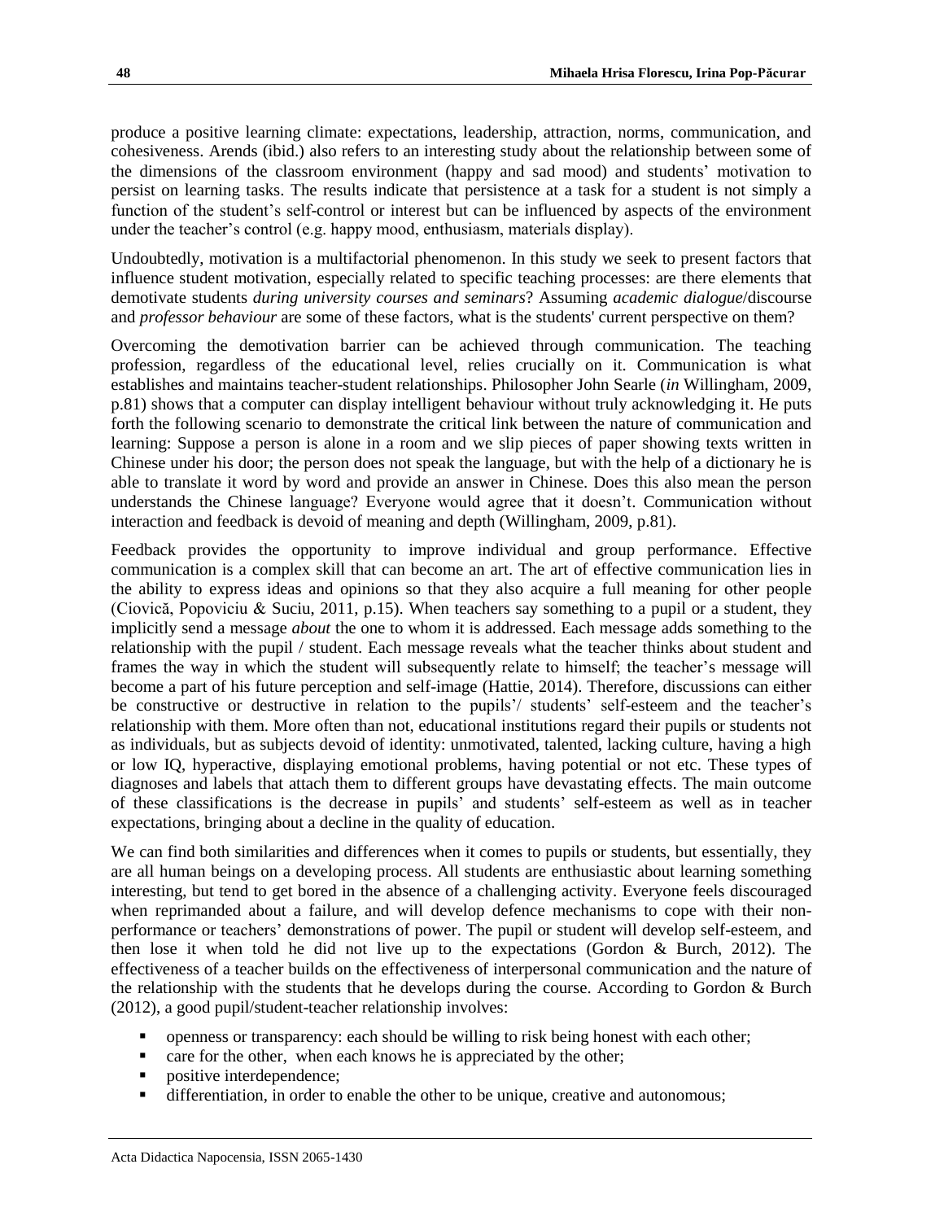produce a positive learning climate: expectations, leadership, attraction, norms, communication, and cohesiveness. Arends (ibid.) also refers to an interesting study about the relationship between some of the dimensions of the classroom environment (happy and sad mood) and students' motivation to persist on learning tasks. The results indicate that persistence at a task for a student is not simply a function of the student's self-control or interest but can be influenced by aspects of the environment under the teacher's control (e.g. happy mood, enthusiasm, materials display).

Undoubtedly, motivation is a multifactorial phenomenon. In this study we seek to present factors that influence student motivation, especially related to specific teaching processes: are there elements that demotivate students *during university courses and seminars*? Assuming *academic dialogue*/discourse and *professor behaviour* are some of these factors, what is the students' current perspective on them?

Overcoming the demotivation barrier can be achieved through communication. The teaching profession, regardless of the educational level, relies crucially on it. Communication is what establishes and maintains teacher-student relationships. Philosopher John Searle (*in* Willingham, 2009, p.81) shows that a computer can display intelligent behaviour without truly acknowledging it. He puts forth the following scenario to demonstrate the critical link between the nature of communication and learning: Suppose a person is alone in a room and we slip pieces of paper showing texts written in Chinese under his door; the person does not speak the language, but with the help of a dictionary he is able to translate it word by word and provide an answer in Chinese. Does this also mean the person understands the Chinese language? Everyone would agree that it doesn't. Communication without interaction and feedback is devoid of meaning and depth (Willingham, 2009, p.81).

Feedback provides the opportunity to improve individual and group performance. Effective communication is a complex skill that can become an art. The art of effective communication lies in the ability to express ideas and opinions so that they also acquire a full meaning for other people (Ciovică, Popoviciu & Suciu, 2011, p.15). When teachers say something to a pupil or a student, they implicitly send a message *about* the one to whom it is addressed. Each message adds something to the relationship with the pupil / student. Each message reveals what the teacher thinks about student and frames the way in which the student will subsequently relate to himself; the teacher's message will become a part of his future perception and self-image (Hattie, 2014). Therefore, discussions can either be constructive or destructive in relation to the pupils'/ students' self-esteem and the teacher's relationship with them. More often than not, educational institutions regard their pupils or students not as individuals, but as subjects devoid of identity: unmotivated, talented, lacking culture, having a high or low IQ, hyperactive, displaying emotional problems, having potential or not etc. These types of diagnoses and labels that attach them to different groups have devastating effects. The main outcome of these classifications is the decrease in pupils' and students' self-esteem as well as in teacher expectations, bringing about a decline in the quality of education.

We can find both similarities and differences when it comes to pupils or students, but essentially, they are all human beings on a developing process. All students are enthusiastic about learning something interesting, but tend to get bored in the absence of a challenging activity. Everyone feels discouraged when reprimanded about a failure, and will develop defence mechanisms to cope with their non-performance or teachers' demonstrations of power. The pupil or student will develop self-esteem, and then lose it when told he did not live up to the expectations (Gordon & Burch, 2012). The effectiveness of a teacher builds on the effectiveness of interpersonal communication and the nature of the relationship with the students that he develops during the course. According to Gordon & Burch (2012), a good pupil/student-teacher relationship involves:

- openness or transparency: each should be willing to risk being honest with each other;
- care for the other, when each knows he is appreciated by the other;
- positive interdependence;
- differentiation, in order to enable the other to be unique, creative and autonomous;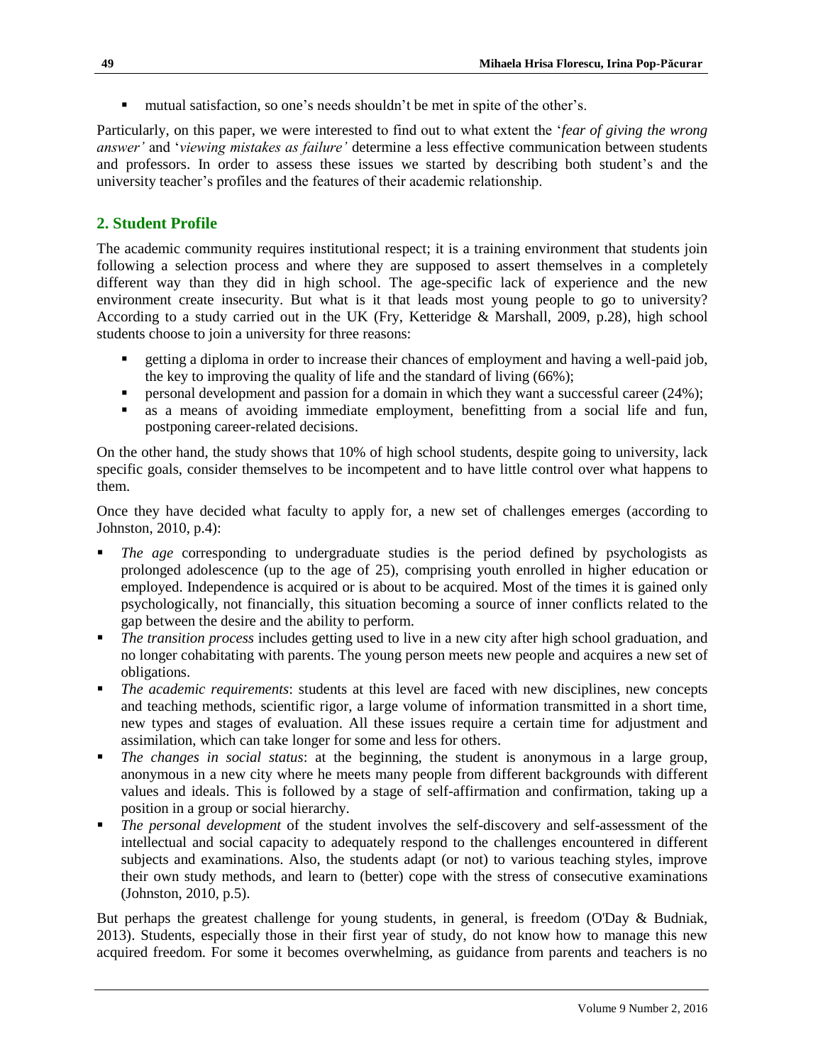- mutual satisfaction, so one's needs shouldn't be met in spite of the other's.

Particularly, on this paper, we were interested to find out to what extent the '*fear of giving the wrong answer'* and '*viewing mistakes as failure'* determine a less effective communication between students and professors. In order to assess these issues we started by describing both student's and the university teacher's profiles and the features of their academic relationship.

## 2. Student Profile

The academic community requires institutional respect; it is a training environment that students join following a selection process and where they are supposed to assert themselves in a completely different way than they did in high school. The age-specific lack of experience and the new environment create insecurity. But what is it that leads most young people to go to university? According to a study carried out in the UK (Fry, Ketteridge & Marshall, 2009, p.28), high school students choose to join a university for three reasons:

- getting a diploma in order to increase their chances of employment and having a well-paid job, the key to improving the quality of life and the standard of living (66%);
- personal development and passion for a domain in which they want a successful career (24%);
- as a means of avoiding immediate employment, benefitting from a social life and fun, postponing career-related decisions.

On the other hand, the study shows that 10% of high school students, despite going to university, lack specific goals, consider themselves to be incompetent and to have little control over what happens to them.

Once they have decided what faculty to apply for, a new set of challenges emerges (according to Johnston, 2010, p.4):

- *The age* corresponding to undergraduate studies is the period defined by psychologists as prolonged adolescence (up to the age of 25), comprising youth enrolled in higher education or employed. Independence is acquired or is about to be acquired. Most of the times it is gained only psychologically, not financially, this situation becoming a source of inner conflicts related to the gap between the desire and the ability to perform.
- *The transition process* includes getting used to live in a new city after high school graduation, and no longer cohabitating with parents. The young person meets new people and acquires a new set of obligations.
- *The academic requirements*: students at this level are faced with new disciplines, new concepts and teaching methods, scientific rigor, a large volume of information transmitted in a short time, new types and stages of evaluation. All these issues require a certain time for adjustment and assimilation, which can take longer for some and less for others.
- *The changes in social status*: at the beginning, the student is anonymous in a large group, anonymous in a new city where he meets many people from different backgrounds with different values and ideals. This is followed by a stage of self-affirmation and confirmation, taking up a position in a group or social hierarchy.
- *The personal development* of the student involves the self-discovery and self-assessment of the intellectual and social capacity to adequately respond to the challenges encountered in different subjects and examinations. Also, the students adapt (or not) to various teaching styles, improve their own study methods, and learn to (better) cope with the stress of consecutive examinations (Johnston, 2010, p.5).

But perhaps the greatest challenge for young students, in general, is freedom (O'Day & Budniak, 2013). Students, especially those in their first year of study, do not know how to manage this new acquired freedom. For some it becomes overwhelming, as guidance from parents and teachers is no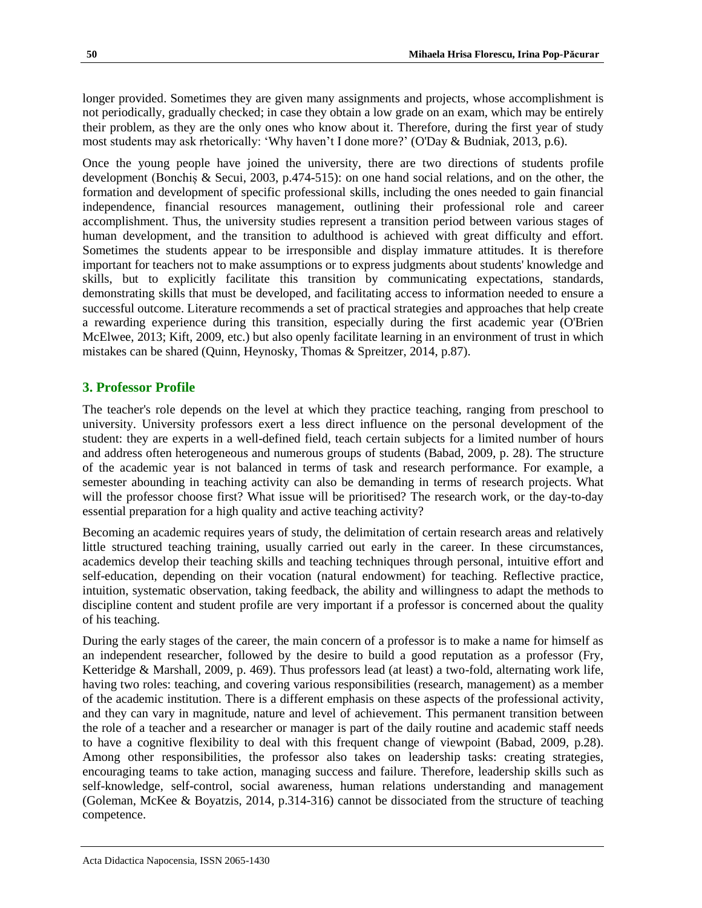longer provided. Sometimes they are given many assignments and projects, whose accomplishment is not periodically, gradually checked; in case they obtain a low grade on an exam, which may be entirely their problem, as they are the only ones who know about it. Therefore, during the first year of study most students may ask rhetorically: 'Why haven't I done more?' (O'Day & Budniak, 2013, p.6).

Once the young people have joined the university, there are two directions of students profile development (Bonchiș & Secui, 2003, p.474-515): on one hand social relations, and on the other, the formation and development of specific professional skills, including the ones needed to gain financial independence, financial resources management, outlining their professional role and career accomplishment. Thus, the university studies represent a transition period between various stages of human development, and the transition to adulthood is achieved with great difficulty and effort. Sometimes the students appear to be irresponsible and display immature attitudes. It is therefore important for teachers not to make assumptions or to express judgments about students' knowledge and skills, but to explicitly facilitate this transition by communicating expectations, standards, demonstrating skills that must be developed, and facilitating access to information needed to ensure a successful outcome. Literature recommends a set of practical strategies and approaches that help create a rewarding experience during this transition, especially during the first academic year (O'Brien McElwee, 2013; Kift, 2009, etc.) but also openly facilitate learning in an environment of trust in which mistakes can be shared (Quinn, Heynosky, Thomas & Spreitzer, 2014, p.87).

## 3. Professor Profile

The teacher's role depends on the level at which they practice teaching, ranging from preschool to university. University professors exert a less direct influence on the personal development of the student: they are experts in a well-defined field, teach certain subjects for a limited number of hours and address often heterogeneous and numerous groups of students (Babad, 2009, p. 28). The structure of the academic year is not balanced in terms of task and research performance. For example, a semester abounding in teaching activity can also be demanding in terms of research projects. What will the professor choose first? What issue will be prioritised? The research work, or the day-to-day essential preparation for a high quality and active teaching activity?

Becoming an academic requires years of study, the delimitation of certain research areas and relatively little structured teaching training, usually carried out early in the career. In these circumstances, academics develop their teaching skills and teaching techniques through personal, intuitive effort and self-education, depending on their vocation (natural endowment) for teaching. Reflective practice, intuition, systematic observation, taking feedback, the ability and willingness to adapt the methods to discipline content and student profile are very important if a professor is concerned about the quality of his teaching.

During the early stages of the career, the main concern of a professor is to make a name for himself as an independent researcher, followed by the desire to build a good reputation as a professor (Fry, Ketteridge & Marshall, 2009, p. 469). Thus professors lead (at least) a two-fold, alternating work life, having two roles: teaching, and covering various responsibilities (research, management) as a member of the academic institution. There is a different emphasis on these aspects of the professional activity, and they can vary in magnitude, nature and level of achievement. This permanent transition between the role of a teacher and a researcher or manager is part of the daily routine and academic staff needs to have a cognitive flexibility to deal with this frequent change of viewpoint (Babad, 2009, p.28). Among other responsibilities, the professor also takes on leadership tasks: creating strategies, encouraging teams to take action, managing success and failure. Therefore, leadership skills such as self-knowledge, self-control, social awareness, human relations understanding and management (Goleman, McKee & Boyatzis, 2014, p.314-316) cannot be dissociated from the structure of teaching competence.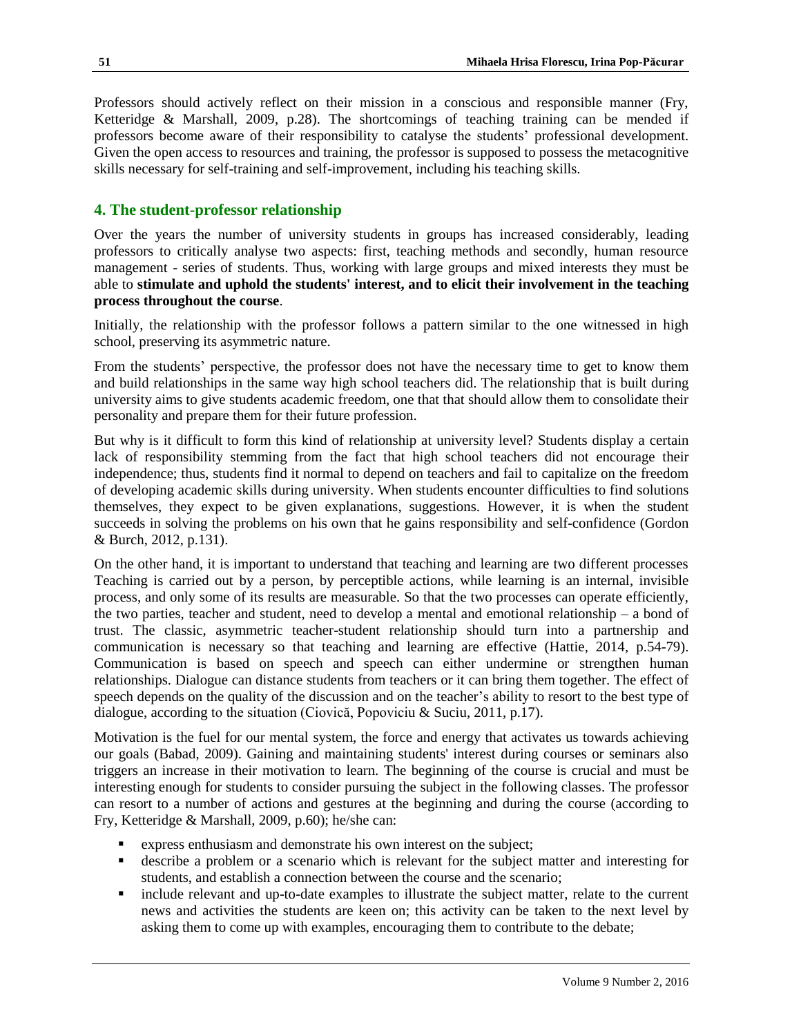Professors should actively reflect on their mission in a conscious and responsible manner (Fry, Ketteridge & Marshall, 2009, p.28). The shortcomings of teaching training can be mended if professors become aware of their responsibility to catalyse the students' professional development. Given the open access to resources and training, the professor is supposed to possess the metacognitive skills necessary for self-training and self-improvement, including his teaching skills.

## 4. The student-professor relationship

Over the years the number of university students in groups has increased considerably, leading professors to critically analyse two aspects: first, teaching methods and secondly, human resource management - series of students. Thus, working with large groups and mixed interests they must be able to **stimulate and uphold the students' interest, and to elicit their involvement in the teaching process throughout the course**.

Initially, the relationship with the professor follows a pattern similar to the one witnessed in high school, preserving its asymmetric nature.

From the students' perspective, the professor does not have the necessary time to get to know them and build relationships in the same way high school teachers did. The relationship that is built during university aims to give students academic freedom, one that that should allow them to consolidate their personality and prepare them for their future profession.

But why is it difficult to form this kind of relationship at university level? Students display a certain lack of responsibility stemming from the fact that high school teachers did not encourage their independence; thus, students find it normal to depend on teachers and fail to capitalize on the freedom of developing academic skills during university. When students encounter difficulties to find solutions themselves, they expect to be given explanations, suggestions. However, it is when the student succeeds in solving the problems on his own that he gains responsibility and self-confidence (Gordon & Burch, 2012, p.131).

On the other hand, it is important to understand that teaching and learning are two different processes Teaching is carried out by a person, by perceptible actions, while learning is an internal, invisible process, and only some of its results are measurable. So that the two processes can operate efficiently, the two parties, teacher and student, need to develop a mental and emotional relationship – a bond of trust. The classic, asymmetric teacher-student relationship should turn into a partnership and communication is necessary so that teaching and learning are effective (Hattie, 2014, p.54-79). Communication is based on speech and speech can either undermine or strengthen human relationships. Dialogue can distance students from teachers or it can bring them together. The effect of speech depends on the quality of the discussion and on the teacher's ability to resort to the best type of dialogue, according to the situation (Ciovică, Popoviciu & Suciu, 2011, p.17).

Motivation is the fuel for our mental system, the force and energy that activates us towards achieving our goals (Babad, 2009). Gaining and maintaining students' interest during courses or seminars also triggers an increase in their motivation to learn. The beginning of the course is crucial and must be interesting enough for students to consider pursuing the subject in the following classes. The professor can resort to a number of actions and gestures at the beginning and during the course (according to Fry, Ketteridge & Marshall, 2009, p.60); he/she can:

- express enthusiasm and demonstrate his own interest on the subject;
- describe a problem or a scenario which is relevant for the subject matter and interesting for students, and establish a connection between the course and the scenario;
- include relevant and up-to-date examples to illustrate the subject matter, relate to the current news and activities the students are keen on; this activity can be taken to the next level by asking them to come up with examples, encouraging them to contribute to the debate;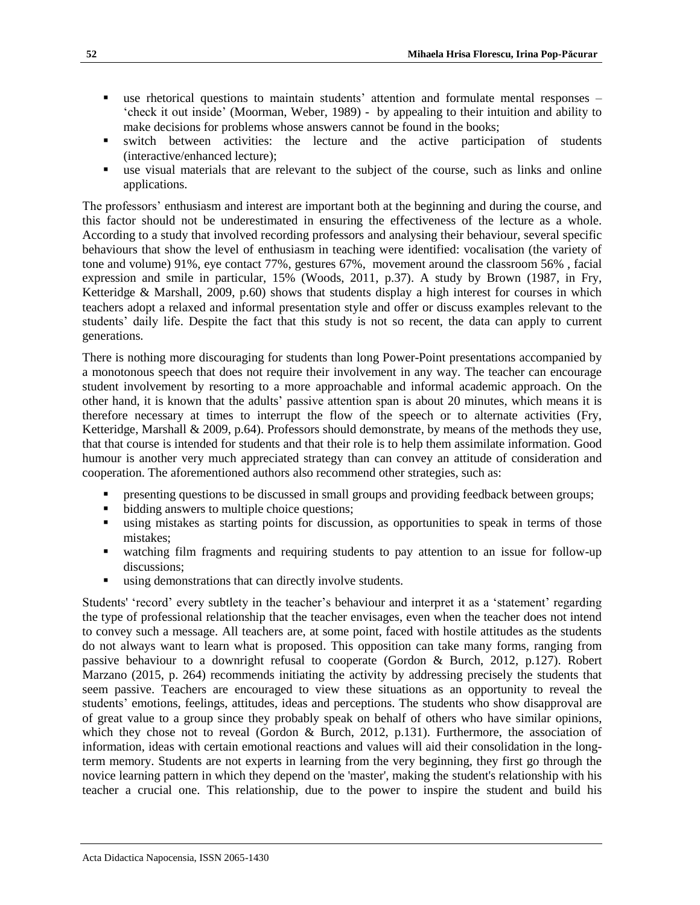- use rhetorical questions to maintain students' attention and formulate mental responses – 'check it out inside' (Moorman, Weber, 1989) - by appealing to their intuition and ability to make decisions for problems whose answers cannot be found in the books;
- switch between activities: the lecture and the active participation of students (interactive/enhanced lecture);
- use visual materials that are relevant to the subject of the course, such as links and online applications.

The professors' enthusiasm and interest are important both at the beginning and during the course, and this factor should not be underestimated in ensuring the effectiveness of the lecture as a whole. According to a study that involved recording professors and analysing their behaviour, several specific behaviours that show the level of enthusiasm in teaching were identified: vocalisation (the variety of tone and volume) 91%, eye contact 77%, gestures 67%, movement around the classroom 56% , facial expression and smile in particular, 15% (Woods, 2011, p.37). A study by Brown (1987, in Fry, Ketteridge & Marshall, 2009, p.60) shows that students display a high interest for courses in which teachers adopt a relaxed and informal presentation style and offer or discuss examples relevant to the students' daily life. Despite the fact that this study is not so recent, the data can apply to current generations.

There is nothing more discouraging for students than long Power-Point presentations accompanied by a monotonous speech that does not require their involvement in any way. The teacher can encourage student involvement by resorting to a more approachable and informal academic approach. On the other hand, it is known that the adults' passive attention span is about 20 minutes, which means it is therefore necessary at times to interrupt the flow of the speech or to alternate activities (Fry, Ketteridge, Marshall & 2009, p.64). Professors should demonstrate, by means of the methods they use, that that course is intended for students and that their role is to help them assimilate information. Good humour is another very much appreciated strategy than can convey an attitude of consideration and cooperation. The aforementioned authors also recommend other strategies, such as:

- presenting questions to be discussed in small groups and providing feedback between groups;
- bidding answers to multiple choice questions;
- using mistakes as starting points for discussion, as opportunities to speak in terms of those mistakes;
- watching film fragments and requiring students to pay attention to an issue for follow-up discussions;
- using demonstrations that can directly involve students.

Students' 'record' every subtlety in the teacher's behaviour and interpret it as a 'statement' regarding the type of professional relationship that the teacher envisages, even when the teacher does not intend to convey such a message. All teachers are, at some point, faced with hostile attitudes as the students do not always want to learn what is proposed. This opposition can take many forms, ranging from passive behaviour to a downright refusal to cooperate (Gordon & Burch, 2012, p.127). Robert Marzano (2015, p. 264) recommends initiating the activity by addressing precisely the students that seem passive. Teachers are encouraged to view these situations as an opportunity to reveal the students' emotions, feelings, attitudes, ideas and perceptions. The students who show disapproval are of great value to a group since they probably speak on behalf of others who have similar opinions, which they chose not to reveal (Gordon & Burch, 2012, p.131). Furthermore, the association of information, ideas with certain emotional reactions and values will aid their consolidation in the long-term memory. Students are not experts in learning from the very beginning, they first go through the novice learning pattern in which they depend on the 'master', making the student's relationship with his teacher a crucial one. This relationship, due to the power to inspire the student and build his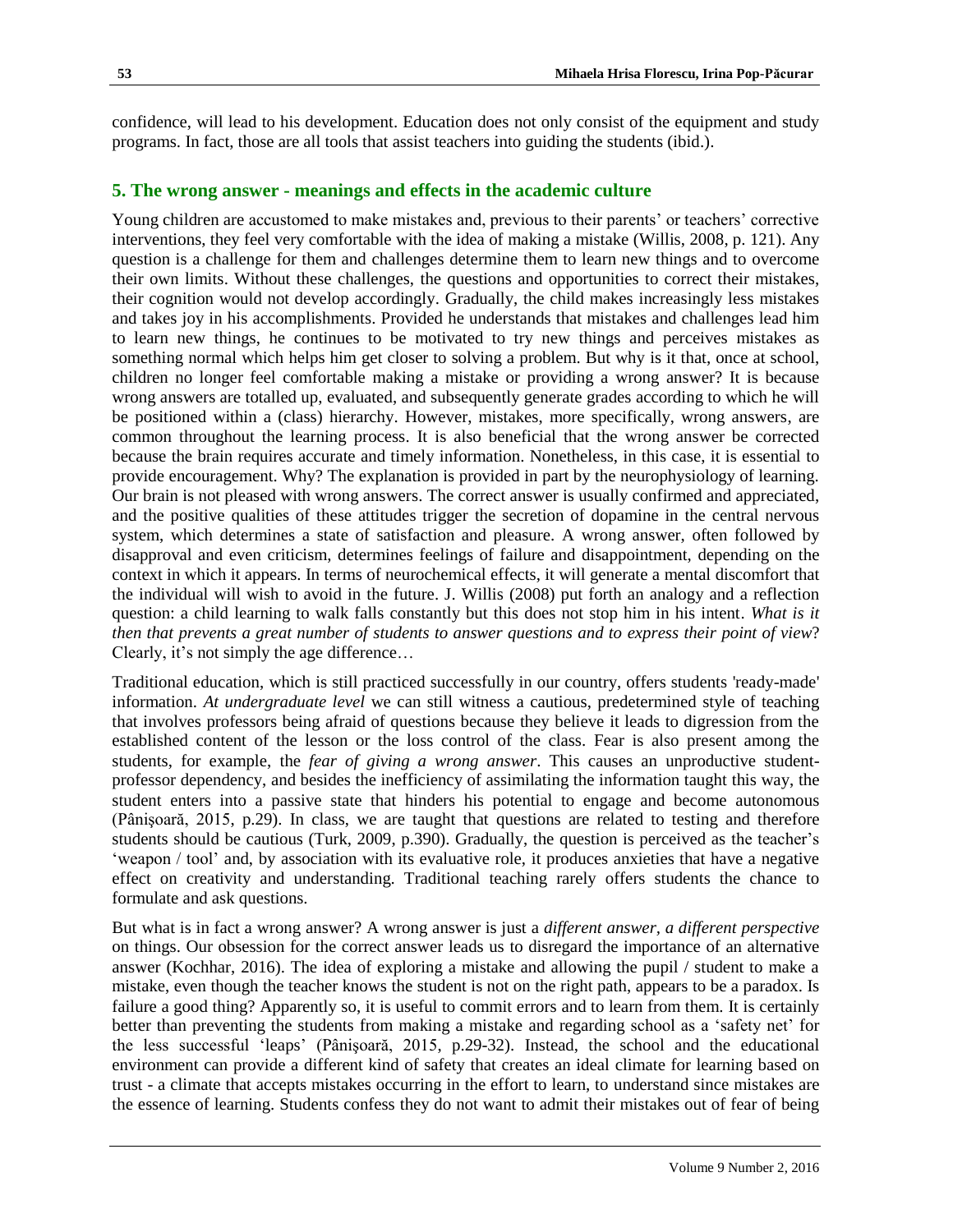confidence, will lead to his development. Education does not only consist of the equipment and study programs. In fact, those are all tools that assist teachers into guiding the students (ibid.).

## 5. The wrong answer - meanings and effects in the academic culture

Young children are accustomed to make mistakes and, previous to their parents' or teachers' corrective interventions, they feel very comfortable with the idea of making a mistake (Willis, 2008, p. 121). Any question is a challenge for them and challenges determine them to learn new things and to overcome their own limits. Without these challenges, the questions and opportunities to correct their mistakes, their cognition would not develop accordingly. Gradually, the child makes increasingly less mistakes and takes joy in his accomplishments. Provided he understands that mistakes and challenges lead him to learn new things, he continues to be motivated to try new things and perceives mistakes as something normal which helps him get closer to solving a problem. But why is it that, once at school, children no longer feel comfortable making a mistake or providing a wrong answer? It is because wrong answers are totalled up, evaluated, and subsequently generate grades according to which he will be positioned within a (class) hierarchy. However, mistakes, more specifically, wrong answers, are common throughout the learning process. It is also beneficial that the wrong answer be corrected because the brain requires accurate and timely information. Nonetheless, in this case, it is essential to provide encouragement. Why? The explanation is provided in part by the neurophysiology of learning. Our brain is not pleased with wrong answers. The correct answer is usually confirmed and appreciated, and the positive qualities of these attitudes trigger the secretion of dopamine in the central nervous system, which determines a state of satisfaction and pleasure. A wrong answer, often followed by disapproval and even criticism, determines feelings of failure and disappointment, depending on the context in which it appears. In terms of neurochemical effects, it will generate a mental discomfort that the individual will wish to avoid in the future. J. Willis (2008) put forth an analogy and a reflection question: a child learning to walk falls constantly but this does not stop him in his intent. *What is it then that prevents a great number of students to answer questions and to express their point of view*? Clearly, it's not simply the age difference…

Traditional education, which is still practiced successfully in our country, offers students 'ready-made' information. *At undergraduate level* we can still witness a cautious, predetermined style of teaching that involves professors being afraid of questions because they believe it leads to digression from the established content of the lesson or the loss control of the class. Fear is also present among the students, for example, the *fear of giving a wrong answer*. This causes an unproductive student-professor dependency, and besides the inefficiency of assimilating the information taught this way, the student enters into a passive state that hinders his potential to engage and become autonomous (Pânişoară, 2015, p.29). In class, we are taught that questions are related to testing and therefore students should be cautious (Turk, 2009, p.390). Gradually, the question is perceived as the teacher's 'weapon / tool' and, by association with its evaluative role, it produces anxieties that have a negative effect on creativity and understanding. Traditional teaching rarely offers students the chance to formulate and ask questions.

But what is in fact a wrong answer? A wrong answer is just a *different answer, a different perspective* on things. Our obsession for the correct answer leads us to disregard the importance of an alternative answer (Kochhar, 2016). The idea of exploring a mistake and allowing the pupil / student to make a mistake, even though the teacher knows the student is not on the right path, appears to be a paradox. Is failure a good thing? Apparently so, it is useful to commit errors and to learn from them. It is certainly better than preventing the students from making a mistake and regarding school as a 'safety net' for the less successful 'leaps' (Pânişoară, 2015, p.29-32). Instead, the school and the educational environment can provide a different kind of safety that creates an ideal climate for learning based on trust - a climate that accepts mistakes occurring in the effort to learn, to understand since mistakes are the essence of learning. Students confess they do not want to admit their mistakes out of fear of being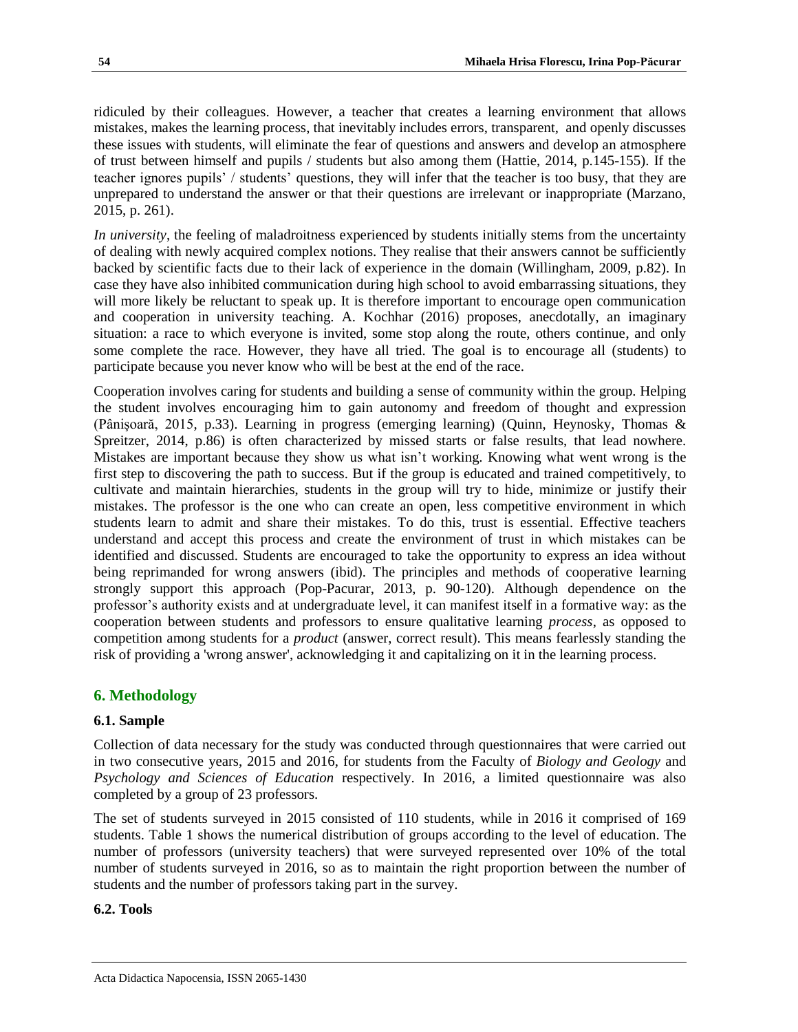ridiculed by their colleagues. However, a teacher that creates a learning environment that allows mistakes, makes the learning process, that inevitably includes errors, transparent, and openly discusses these issues with students, will eliminate the fear of questions and answers and develop an atmosphere of trust between himself and pupils / students but also among them (Hattie, 2014, p.145-155). If the teacher ignores pupils' / students' questions, they will infer that the teacher is too busy, that they are unprepared to understand the answer or that their questions are irrelevant or inappropriate (Marzano, 2015, p. 261).

*In university*, the feeling of maladroitness experienced by students initially stems from the uncertainty of dealing with newly acquired complex notions. They realise that their answers cannot be sufficiently backed by scientific facts due to their lack of experience in the domain (Willingham, 2009, p.82). In case they have also inhibited communication during high school to avoid embarrassing situations, they will more likely be reluctant to speak up. It is therefore important to encourage open communication and cooperation in university teaching. A. Kochhar (2016) proposes, anecdotally, an imaginary situation: a race to which everyone is invited, some stop along the route, others continue, and only some complete the race. However, they have all tried. The goal is to encourage all (students) to participate because you never know who will be best at the end of the race.

Cooperation involves caring for students and building a sense of community within the group. Helping the student involves encouraging him to gain autonomy and freedom of thought and expression (Pânişoară, 2015, p.33). Learning in progress (emerging learning) (Quinn, Heynosky, Thomas & Spreitzer, 2014, p.86) is often characterized by missed starts or false results, that lead nowhere. Mistakes are important because they show us what isn't working. Knowing what went wrong is the first step to discovering the path to success. But if the group is educated and trained competitively, to cultivate and maintain hierarchies, students in the group will try to hide, minimize or justify their mistakes. The professor is the one who can create an open, less competitive environment in which students learn to admit and share their mistakes. To do this, trust is essential. Effective teachers understand and accept this process and create the environment of trust in which mistakes can be identified and discussed. Students are encouraged to take the opportunity to express an idea without being reprimanded for wrong answers (ibid). The principles and methods of cooperative learning strongly support this approach (Pop-Pacurar, 2013, p. 90-120). Although dependence on the professor's authority exists and at undergraduate level, it can manifest itself in a formative way: as the cooperation between students and professors to ensure qualitative learning *process*, as opposed to competition among students for a *product* (answer, correct result). This means fearlessly standing the risk of providing a 'wrong answer', acknowledging it and capitalizing on it in the learning process.

## 6. Methodology

### 6.1. Sample

Collection of data necessary for the study was conducted through questionnaires that were carried out in two consecutive years, 2015 and 2016, for students from the Faculty of *Biology and Geology* and *Psychology and Sciences of Education* respectively. In 2016, a limited questionnaire was also completed by a group of 23 professors.

The set of students surveyed in 2015 consisted of 110 students, while in 2016 it comprised of 169 students. Table 1 shows the numerical distribution of groups according to the level of education. The number of professors (university teachers) that were surveyed represented over 10% of the total number of students surveyed in 2016, so as to maintain the right proportion between the number of students and the number of professors taking part in the survey.

### 6.2. Tools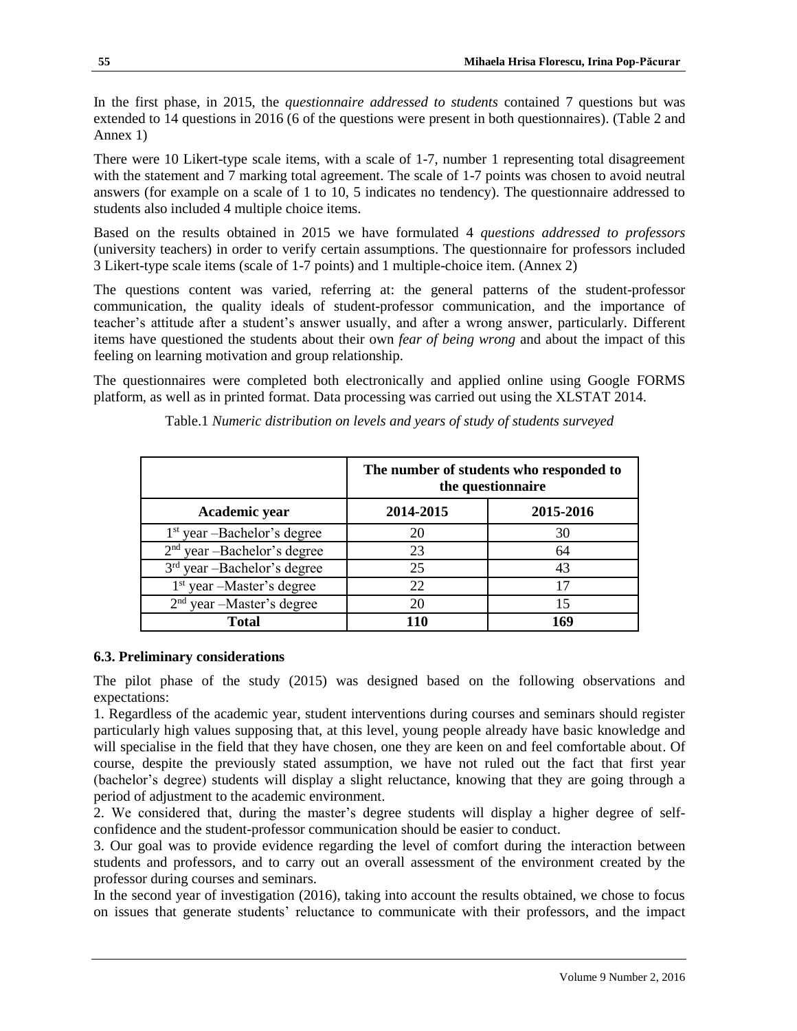In the first phase, in 2015, the *questionnaire addressed to students* contained 7 questions but was extended to 14 questions in 2016 (6 of the questions were present in both questionnaires). (Table 2 and Annex 1)

There were 10 Likert-type scale items, with a scale of 1-7, number 1 representing total disagreement with the statement and 7 marking total agreement. The scale of 1-7 points was chosen to avoid neutral answers (for example on a scale of 1 to 10, 5 indicates no tendency). The questionnaire addressed to students also included 4 multiple choice items.

Based on the results obtained in 2015 we have formulated 4 *questions addressed to professors* (university teachers) in order to verify certain assumptions. The questionnaire for professors included 3 Likert-type scale items (scale of 1-7 points) and 1 multiple-choice item. (Annex 2)

The questions content was varied, referring at: the general patterns of the student-professor communication, the quality ideals of student-professor communication, and the importance of teacher's attitude after a student's answer usually, and after a wrong answer, particularly. Different items have questioned the students about their own *fear of being wrong* and about the impact of this feeling on learning motivation and group relationship.

The questionnaires were completed both electronically and applied online using Google FORMS platform, as well as in printed format. Data processing was carried out using the XLSTAT 2014.

Table.1 *Numeric distribution on levels and years of study of students surveyed*

| | **The number of students who responded to the questionnaire** | |
|---|---|---|
| **Academic year** | **2014-2015** | **2015-2016** |
| 1st year –Bachelor's degree | 20 | 30 |
| 2nd year –Bachelor's degree | 23 | 64 |
| 3rd year –Bachelor's degree | 25 | 43 |
| 1st year –Master's degree | 22 | 17 |
| 2nd year –Master's degree | 20 | 15 |
| **Total** | **110** | **169** |

### 6.3. Preliminary considerations

The pilot phase of the study (2015) was designed based on the following observations and expectations:

1. Regardless of the academic year, student interventions during courses and seminars should register particularly high values supposing that, at this level, young people already have basic knowledge and will specialise in the field that they have chosen, one they are keen on and feel comfortable about. Of course, despite the previously stated assumption, we have not ruled out the fact that first year (bachelor's degree) students will display a slight reluctance, knowing that they are going through a period of adjustment to the academic environment.
2. We considered that, during the master's degree students will display a higher degree of self-confidence and the student-professor communication should be easier to conduct.
3. Our goal was to provide evidence regarding the level of comfort during the interaction between students and professors, and to carry out an overall assessment of the environment created by the professor during courses and seminars.

In the second year of investigation (2016), taking into account the results obtained, we chose to focus on issues that generate students' reluctance to communicate with their professors, and the impact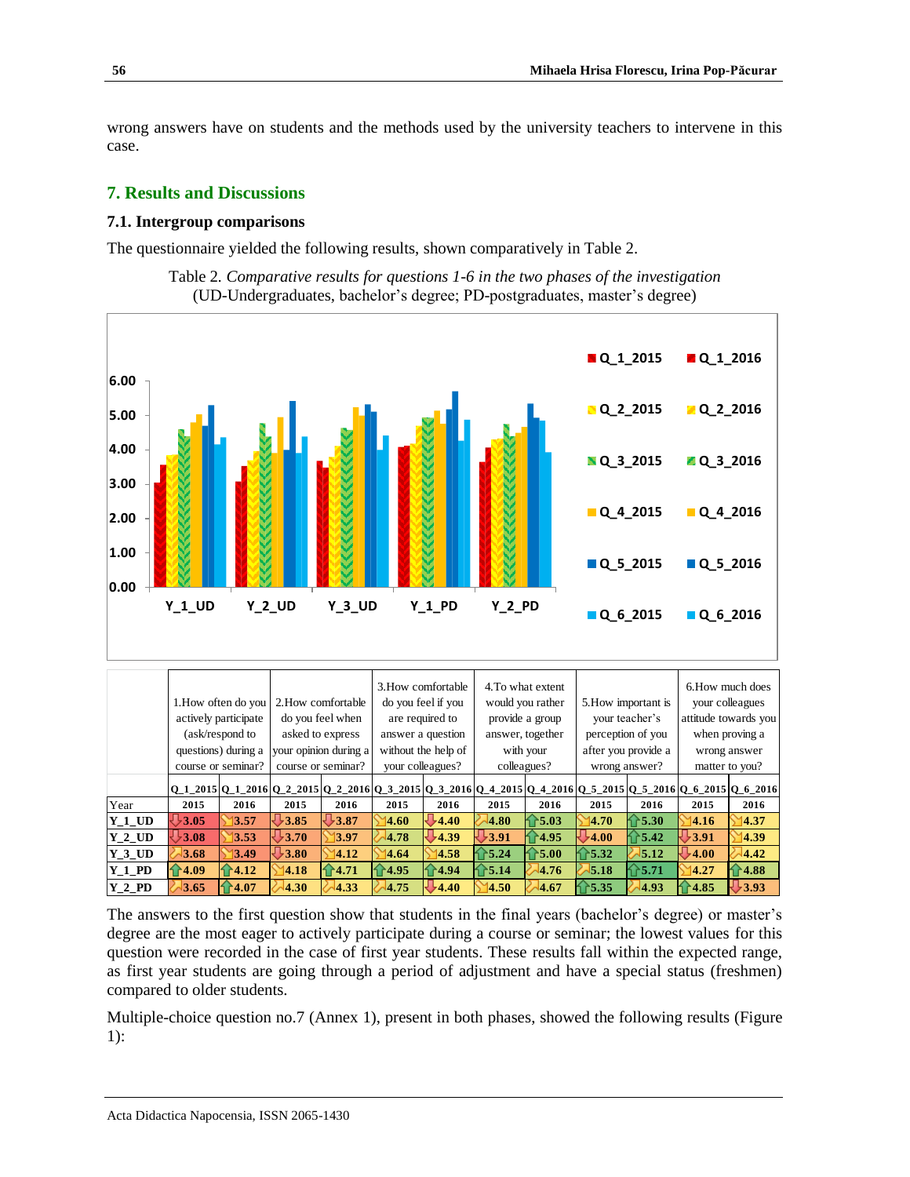wrong answers have on students and the methods used by the university teachers to intervene in this case.

## 7. Results and Discussions

### 7.1. Intergroup comparisons

The questionnaire yielded the following results, shown comparatively in Table 2.

Table 2. *Comparative results for questions 1-6 in the two phases of the investigation* (UD-Undergraduates, bachelor's degree; PD-postgraduates, master's degree)

| | 1.How often do you actively participate (ask/respond to questions) during a course or seminar? | | 2.How comfortable do you feel when asked to express your opinion during a course or seminar? | | 3.How comfortable do you feel if you are required to answer a question without the help of your colleagues? | | 4.To what extent would you rather provide a group answer, together with your colleagues? | | 5.How important is your teacher's perception of you after you provide a wrong answer? | | 6.How much does your colleagues attitude towards you when proving a wrong answer matter to you? | |
|---|---|---|---|---|---|---|---|---|---|---|---|---|
| | Q_1_2015 | Q_1_2016 | Q_2_2015 | Q_2_2016 | Q_3_2015 | Q_3_2016 | Q_4_2015 | Q_4_2016 | Q_5_2015 | Q_5_2016 | Q_6_2015 | Q_6_2016 |
| Year | 2015 | 2016 | 2015 | 2016 | 2015 | 2016 | 2015 | 2016 | 2015 | 2016 | 2015 | 2016 |
| Y_1_UD | 3.05 | 3.57 | 3.85 | 3.87 | 4.60 | 4.40 | 4.80 | 5.03 | 4.70 | 5.30 | 4.16 | 4.37 |
| Y_2_UD | 3.08 | 3.53 | 3.70 | 3.97 | 4.78 | 4.39 | 3.91 | 4.95 | 4.00 | 5.42 | 3.91 | 4.39 |
| Y_3_UD | 3.68 | 3.49 | 3.80 | 4.12 | 4.64 | 4.58 | 5.24 | 5.00 | 5.32 | 5.12 | 4.00 | 4.42 |
| Y_1_PD | 4.09 | 4.12 | 4.18 | 4.71 | 4.95 | 4.94 | 5.14 | 4.76 | 5.18 | 5.71 | 4.27 | 4.88 |
| Y_2_PD | 3.65 | 4.07 | 4.30 | 4.33 | 4.75 | 4.40 | 4.50 | 4.67 | 5.35 | 4.93 | 4.85 | 3.93 |

The answers to the first question show that students in the final years (bachelor's degree) or master's degree are the most eager to actively participate during a course or seminar; the lowest values for this question were recorded in the case of first year students. These results fall within the expected range, as first year students are going through a period of adjustment and have a special status (freshmen) compared to older students.

Multiple-choice question no.7 (Annex 1), present in both phases, showed the following results (Figure 1):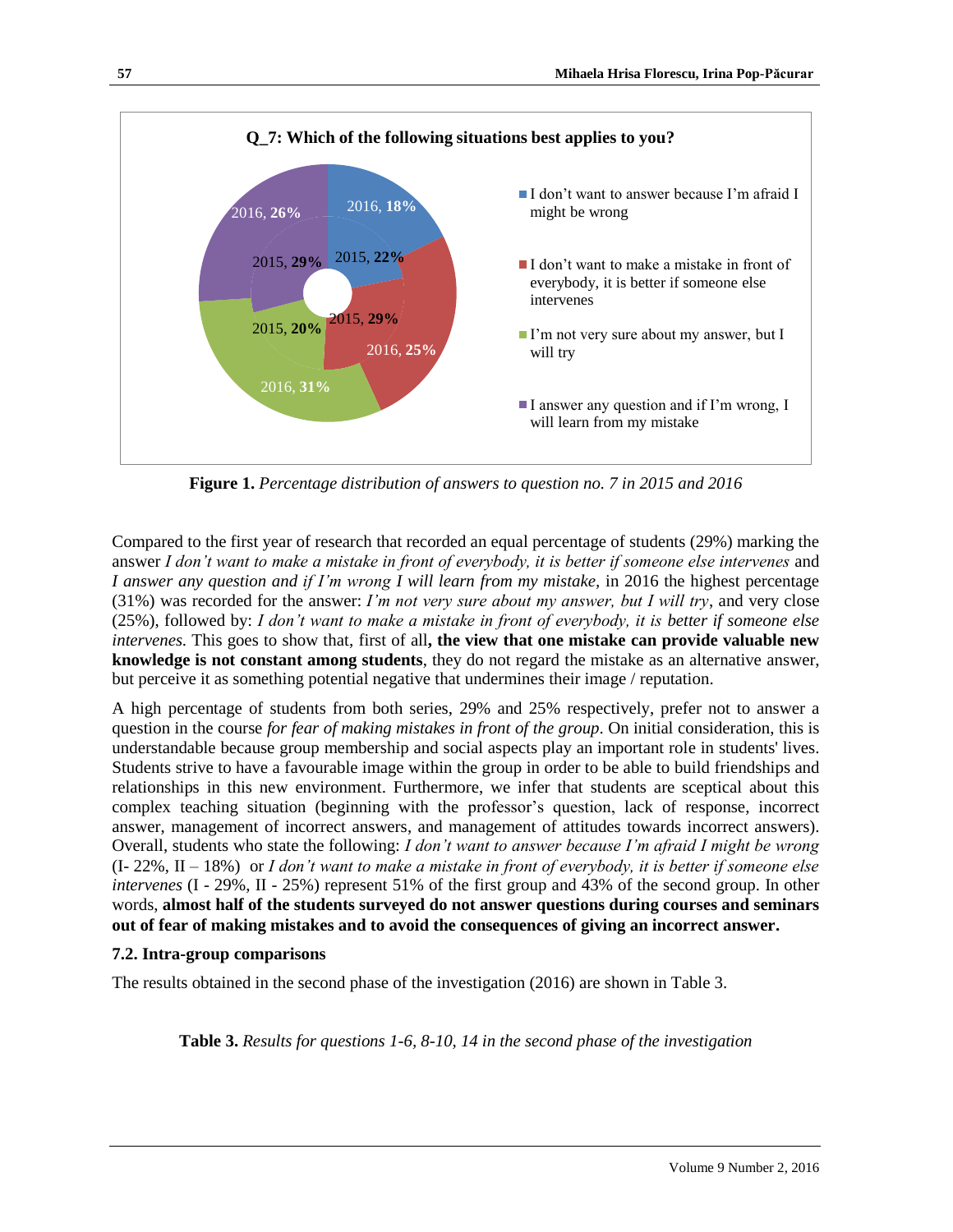Q_7: Which of the following situations best applies to you?

- I don't want to answer because I'm afraid I might be wrong — 2015, **22%**; 2016, **18%**
- I don't want to make a mistake in front of everybody, it is better if someone else intervenes — 2015, **29%**; 2016, **25%**
- I'm not very sure about my answer, but I will try — 2015, **20%**; 2016, **31%**
- I answer any question and if I'm wrong, I will learn from my mistake — 2015, **29%**; 2016, **26%**

**Figure 1.** *Percentage distribution of answers to question no. 7 in 2015 and 2016*

Compared to the first year of research that recorded an equal percentage of students (29%) marking the answer *I don't want to make a mistake in front of everybody, it is better if someone else intervenes* and *I answer any question and if I'm wrong I will learn from my mistake*, in 2016 the highest percentage (31%) was recorded for the answer: *I'm not very sure about my answer, but I will try*, and very close (25%), followed by: *I don't want to make a mistake in front of everybody, it is better if someone else intervenes.* This goes to show that, first of all**, the view that one mistake can provide valuable new knowledge is not constant among students**, they do not regard the mistake as an alternative answer, but perceive it as something potential negative that undermines their image / reputation.

A high percentage of students from both series, 29% and 25% respectively, prefer not to answer a question in the course *for fear of making mistakes in front of the group*. On initial consideration, this is understandable because group membership and social aspects play an important role in students' lives. Students strive to have a favourable image within the group in order to be able to build friendships and relationships in this new environment. Furthermore, we infer that students are sceptical about this complex teaching situation (beginning with the professor's question, lack of response, incorrect answer, management of incorrect answers, and management of attitudes towards incorrect answers). Overall, students who state the following: *I don't want to answer because I'm afraid I might be wrong* (I- 22%, II – 18%) or *I don't want to make a mistake in front of everybody, it is better if someone else intervenes* (I - 29%, II - 25%) represent 51% of the first group and 43% of the second group. In other words, **almost half of the students surveyed do not answer questions during courses and seminars out of fear of making mistakes and to avoid the consequences of giving an incorrect answer.**

### 7.2. Intra-group comparisons

The results obtained in the second phase of the investigation (2016) are shown in Table 3.

**Table 3.** *Results for questions 1-6, 8-10, 14 in the second phase of the investigation*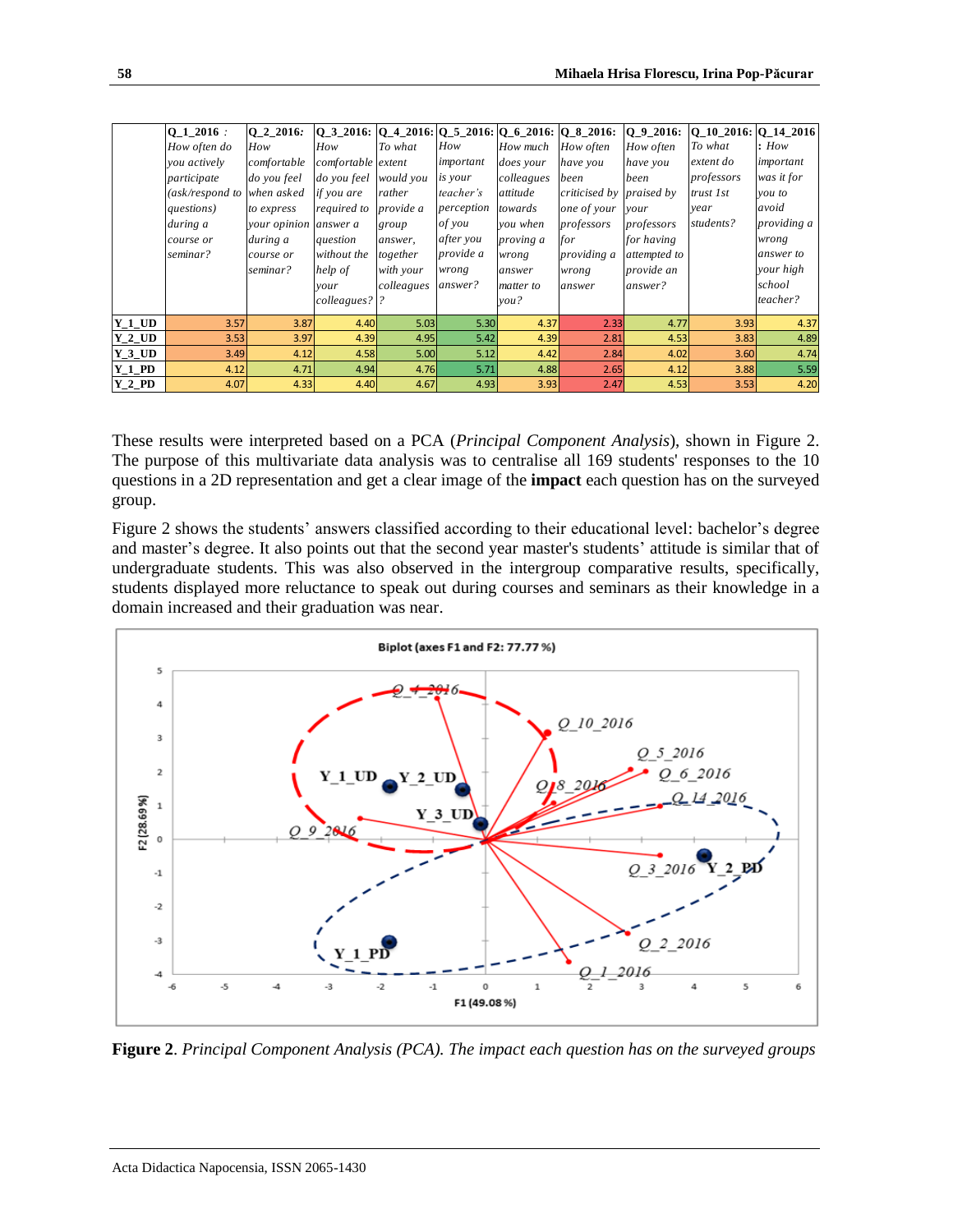| | Q_1_2016 : *How often do you actively participate (ask/respond to questions) during a course or seminar?* | Q_2_2016: *How comfortable do you feel when asked to express your opinion during a course or seminar?* | Q_3_2016: *How comfortable do you feel if you are required to answer a question without the help of your colleagues?* | Q_4_2016: *To what extent would you rather provide a group answer, together with your colleagues?* | Q_5_2016: *How important is your teacher's perception of you after you provide a wrong answer?* | Q_6_2016: *How much does your colleagues attitude towards you when proving a wrong answer matter to you?* | Q_8_2016: *How often have you been criticised by one of your professors for providing a wrong answer* | Q_9_2016: *How often have you been praised by your professors for having attempted to provide an answer?* | Q_10_2016: *To what extent do professors trust 1st year students?* | Q_14_2016 *: How important was it for you to avoid providing a wrong answer to your high school teacher?* |
|---|---|---|---|---|---|---|---|---|---|---|
| Y_1_UD | 3.57 | 3.87 | 4.40 | 5.03 | 5.30 | 4.37 | 2.33 | 4.77 | 3.93 | 4.37 |
| Y_2_UD | 3.53 | 3.97 | 4.39 | 4.95 | 5.42 | 4.39 | 2.81 | 4.53 | 3.83 | 4.89 |
| Y_3_UD | 3.49 | 4.12 | 4.58 | 5.00 | 5.12 | 4.42 | 2.84 | 4.02 | 3.60 | 4.74 |
| Y_1_PD | 4.12 | 4.71 | 4.94 | 4.76 | 5.71 | 4.88 | 2.65 | 4.12 | 3.88 | 5.59 |
| Y_2_PD | 4.07 | 4.33 | 4.40 | 4.67 | 4.93 | 3.93 | 2.47 | 4.53 | 3.53 | 4.20 |

These results were interpreted based on a PCA (*Principal Component Analysis*), shown in Figure 2. The purpose of this multivariate data analysis was to centralise all 169 students' responses to the 10 questions in a 2D representation and get a clear image of the **impact** each question has on the surveyed group.

Figure 2 shows the students' answers classified according to their educational level: bachelor's degree and master's degree. It also points out that the second year master's students' attitude is similar that of undergraduate students. This was also observed in the intergroup comparative results, specifically, students displayed more reluctance to speak out during courses and seminars as their knowledge in a domain increased and their graduation was near.

**Figure 2**. *Principal Component Analysis (PCA). The impact each question has on the surveyed groups*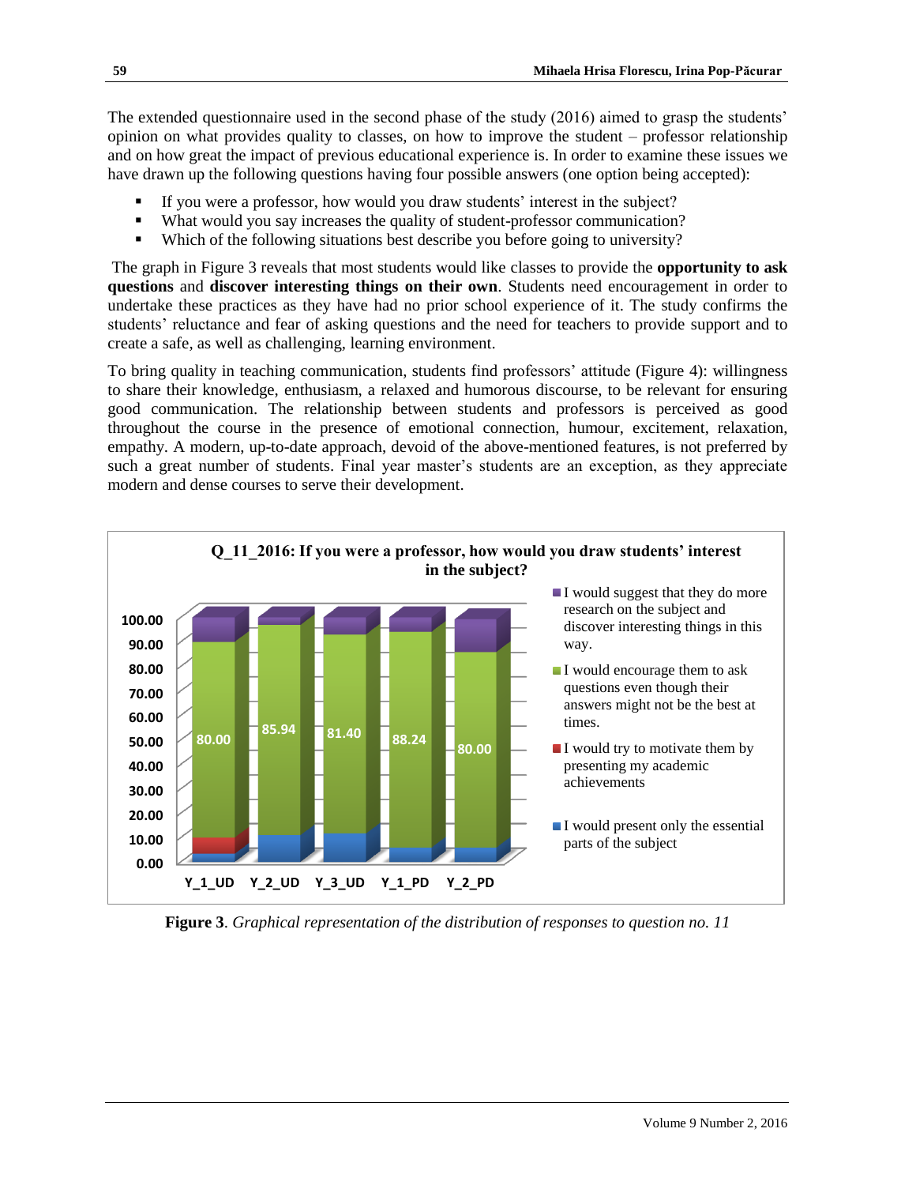The extended questionnaire used in the second phase of the study (2016) aimed to grasp the students' opinion on what provides quality to classes, on how to improve the student – professor relationship and on how great the impact of previous educational experience is. In order to examine these issues we have drawn up the following questions having four possible answers (one option being accepted):

- If you were a professor, how would you draw students' interest in the subject?
- What would you say increases the quality of student-professor communication?
- Which of the following situations best describe you before going to university?

The graph in Figure 3 reveals that most students would like classes to provide the **opportunity to ask questions** and **discover interesting things on their own**. Students need encouragement in order to undertake these practices as they have had no prior school experience of it. The study confirms the students' reluctance and fear of asking questions and the need for teachers to provide support and to create a safe, as well as challenging, learning environment.

To bring quality in teaching communication, students find professors' attitude (Figure 4): willingness to share their knowledge, enthusiasm, a relaxed and humorous discourse, to be relevant for ensuring good communication. The relationship between students and professors is perceived as good throughout the course in the presence of emotional connection, humour, excitement, relaxation, empathy. A modern, up-to-date approach, devoid of the above-mentioned features, is not preferred by such a great number of students. Final year master's students are an exception, as they appreciate modern and dense courses to serve their development.

**Q_11_2016: If you were a professor, how would you draw students' interest in the subject?**

| | Y_1_UD | Y_2_UD | Y_3_UD | Y_1_PD | Y_2_PD |
|---|---|---|---|---|---|
| I would encourage them to ask questions even though their answers might not be the best at times. | 80.00 | 85.94 | 81.40 | 88.24 | 80.00 |

Legend: I would suggest that they do more research on the subject and discover interesting things in this way.; I would encourage them to ask questions even though their answers might not be the best at times.; I would try to motivate them by presenting my academic achievements; I would present only the essential parts of the subject

**Figure 3**. *Graphical representation of the distribution of responses to question no. 11*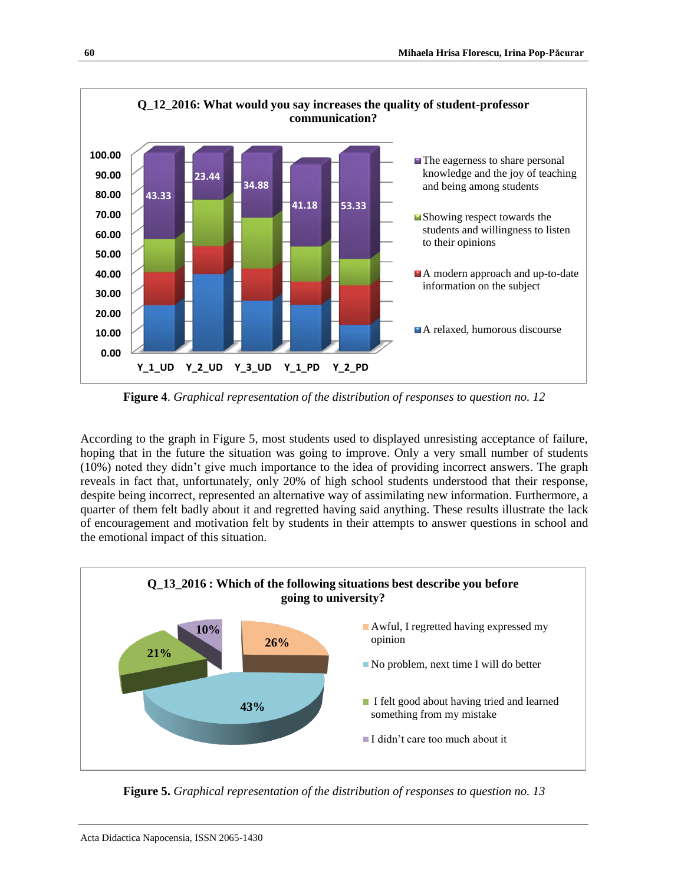**Figure 4**. *Graphical representation of the distribution of responses to question no. 12*

According to the graph in Figure 5, most students used to displayed unresisting acceptance of failure, hoping that in the future the situation was going to improve. Only a very small number of students (10%) noted they didn't give much importance to the idea of providing incorrect answers. The graph reveals in fact that, unfortunately, only 20% of high school students understood that their response, despite being incorrect, represented an alternative way of assimilating new information. Furthermore, a quarter of them felt badly about it and regretted having said anything. These results illustrate the lack of encouragement and motivation felt by students in their attempts to answer questions in school and the emotional impact of this situation.

**Figure 5.** *Graphical representation of the distribution of responses to question no. 13*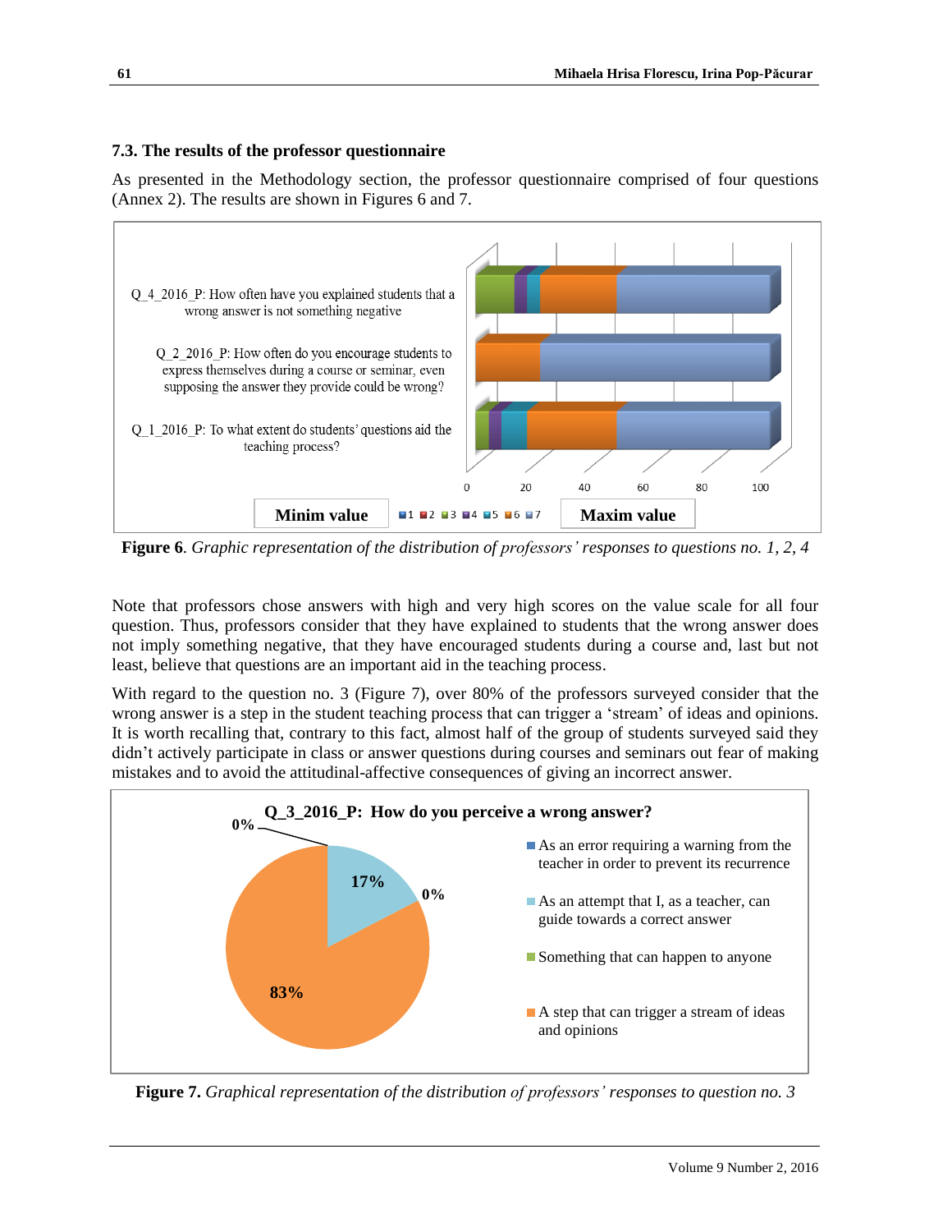### 7.3. The results of the professor questionnaire

As presented in the Methodology section, the professor questionnaire comprised of four questions (Annex 2). The results are shown in Figures 6 and 7.

**Figure 6**. *Graphic representation of the distribution of professors' responses to questions no. 1, 2, 4*

Note that professors chose answers with high and very high scores on the value scale for all four question. Thus, professors consider that they have explained to students that the wrong answer does not imply something negative, that they have encouraged students during a course and, last but not least, believe that questions are an important aid in the teaching process.

With regard to the question no. 3 (Figure 7), over 80% of the professors surveyed consider that the wrong answer is a step in the student teaching process that can trigger a 'stream' of ideas and opinions. It is worth recalling that, contrary to this fact, almost half of the group of students surveyed said they didn't actively participate in class or answer questions during courses and seminars out fear of making mistakes and to avoid the attitudinal-affective consequences of giving an incorrect answer.

**Figure 7.** *Graphical representation of the distribution of professors' responses to question no. 3*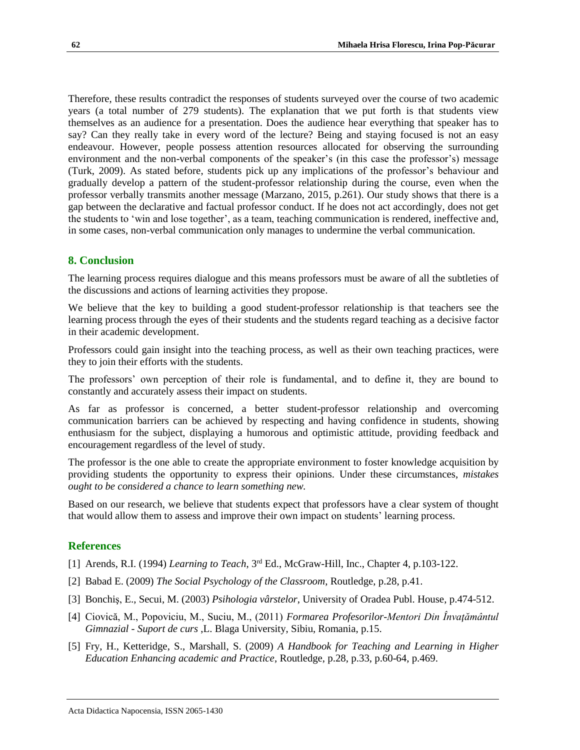Therefore, these results contradict the responses of students surveyed over the course of two academic years (a total number of 279 students). The explanation that we put forth is that students view themselves as an audience for a presentation. Does the audience hear everything that speaker has to say? Can they really take in every word of the lecture? Being and staying focused is not an easy endeavour. However, people possess attention resources allocated for observing the surrounding environment and the non-verbal components of the speaker's (in this case the professor's) message (Turk, 2009). As stated before, students pick up any implications of the professor's behaviour and gradually develop a pattern of the student-professor relationship during the course, even when the professor verbally transmits another message (Marzano, 2015, p.261). Our study shows that there is a gap between the declarative and factual professor conduct. If he does not act accordingly, does not get the students to 'win and lose together', as a team, teaching communication is rendered, ineffective and, in some cases, non-verbal communication only manages to undermine the verbal communication.

## 8. Conclusion

The learning process requires dialogue and this means professors must be aware of all the subtleties of the discussions and actions of learning activities they propose.

We believe that the key to building a good student-professor relationship is that teachers see the learning process through the eyes of their students and the students regard teaching as a decisive factor in their academic development.

Professors could gain insight into the teaching process, as well as their own teaching practices, were they to join their efforts with the students.

The professors' own perception of their role is fundamental, and to define it, they are bound to constantly and accurately assess their impact on students.

As far as professor is concerned, a better student-professor relationship and overcoming communication barriers can be achieved by respecting and having confidence in students, showing enthusiasm for the subject, displaying a humorous and optimistic attitude, providing feedback and encouragement regardless of the level of study.

The professor is the one able to create the appropriate environment to foster knowledge acquisition by providing students the opportunity to express their opinions. Under these circumstances, *mistakes ought to be considered a chance to learn something new.*

Based on our research, we believe that students expect that professors have a clear system of thought that would allow them to assess and improve their own impact on students' learning process.

## References

[1] Arends, R.I. (1994) *Learning to Teach*, 3rd Ed., McGraw-Hill, Inc., Chapter 4, p.103-122.

[2] Babad E. (2009) *The Social Psychology of the Classroom*, Routledge, p.28, p.41.

[3] Bonchiş, E., Secui, M. (2003) *Psihologia vârstelor*, University of Oradea Publ. House, p.474-512.

[4] Ciovică, M., Popoviciu, M., Suciu, M., (2011) *Formarea Profesorilor-Mentori Din Învaţământul Gimnazial - Suport de curs* ,L. Blaga University, Sibiu, Romania, p.15.

[5] Fry, H., Ketteridge, S., Marshall, S. (2009) *A Handbook for Teaching and Learning in Higher Education Enhancing academic and Practice*, Routledge, p.28, p.33, p.60-64, p.469.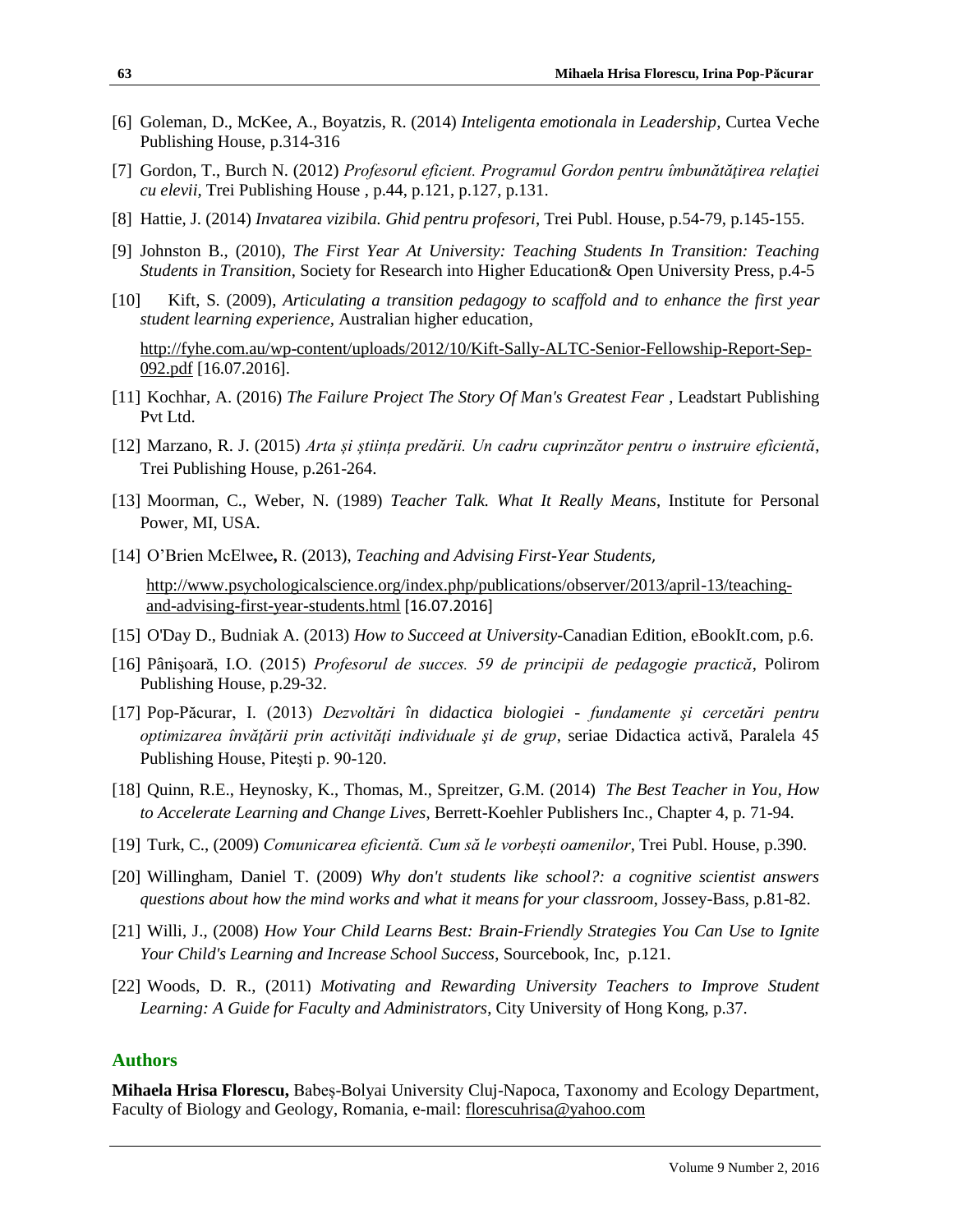[6] Goleman, D., McKee, A., Boyatzis, R. (2014) *Inteligenta emotionala in Leadership*, Curtea Veche Publishing House, p.314-316

[7] Gordon, T., Burch N. (2012) *Profesorul eficient. Programul Gordon pentru îmbunătățirea relației cu elevii*, Trei Publishing House , p.44, p.121, p.127, p.131.

[8] Hattie, J. (2014) *Invatarea vizibila. Ghid pentru profesori*, Trei Publ. House, p.54-79, p.145-155.

[9] Johnston B., (2010), *The First Year At University: Teaching Students In Transition: Teaching Students in Transition*, Society for Research into Higher Education& Open University Press, p.4-5

[10] Kift, S. (2009), *Articulating a transition pedagogy to scaffold and to enhance the first year student learning experience,* Australian higher education,

http://fyhe.com.au/wp-content/uploads/2012/10/Kift-Sally-ALTC-Senior-Fellowship-Report-Sep-092.pdf [16.07.2016].

[11] Kochhar, A. (2016) *The Failure Project The Story Of Man's Greatest Fear* , Leadstart Publishing Pvt Ltd.

[12] Marzano, R. J. (2015) *Arta și știința predării. Un cadru cuprinzător pentru o instruire eficientă*, Trei Publishing House, p.261-264.

[13] Moorman, C., Weber, N. (1989) *Teacher Talk. What It Really Means*, Institute for Personal Power, MI, USA.

[14] O'Brien McElwee**,** R. (2013), *Teaching and Advising First-Year Students,*

http://www.psychologicalscience.org/index.php/publications/observer/2013/april-13/teaching-and-advising-first-year-students.html [16.07.2016]

[15] O'Day D., Budniak A. (2013) *How to Succeed at University*-Canadian Edition, eBookIt.com, p.6.

[16] Pânişoară, I.O. (2015) *Profesorul de succes. 59 de principii de pedagogie practică*, Polirom Publishing House, p.29-32.

[17] Pop-Păcurar, I. (2013) *Dezvoltări în didactica biologiei - fundamente şi cercetări pentru optimizarea învăţării prin activităţi individuale şi de grup*, seriae Didactica activă, Paralela 45 Publishing House, Piteşti p. 90-120.

[18] Quinn, R.E., Heynosky, K., Thomas, M., Spreitzer, G.M. (2014) *The Best Teacher in You, How to Accelerate Learning and Change Lives*, Berrett-Koehler Publishers Inc., Chapter 4, p. 71-94.

[19] Turk, C., (2009) *Comunicarea eficientă. Cum să le vorbești oamenilor*, Trei Publ. House, p.390.

[20] Willingham, Daniel T. (2009) *Why don't students like school?: a cognitive scientist answers questions about how the mind works and what it means for your classroom*, Jossey-Bass, p.81-82.

[21] Willi, J., (2008) *How Your Child Learns Best: Brain-Friendly Strategies You Can Use to Ignite Your Child's Learning and Increase School Success,* Sourcebook, Inc, p.121.

[22] Woods, D. R., (2011) *Motivating and Rewarding University Teachers to Improve Student Learning: A Guide for Faculty and Administrators*, City University of Hong Kong, p.37.

## Authors

**Mihaela Hrisa Florescu,** Babeș-Bolyai University Cluj-Napoca, Taxonomy and Ecology Department, Faculty of Biology and Geology, Romania, e-mail: florescuhrisa@yahoo.com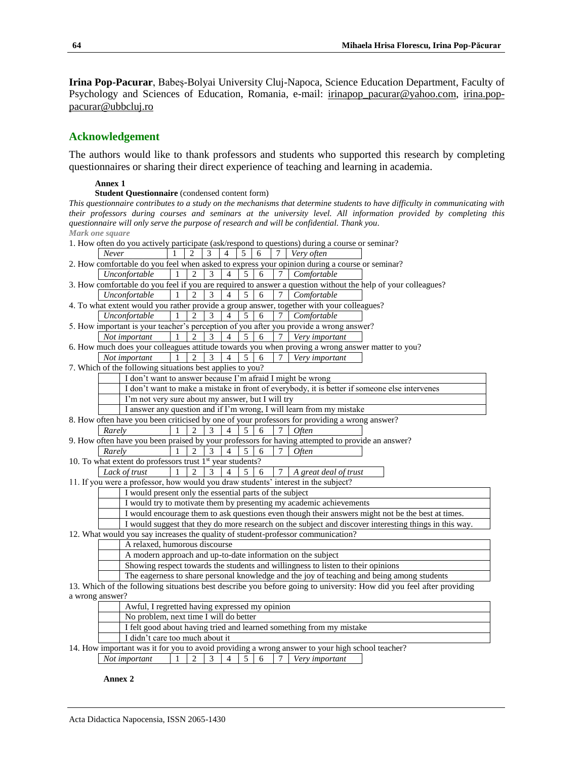**Irina Pop-Pacurar**, Babeș-Bolyai University Cluj-Napoca, Science Education Department, Faculty of Psychology and Sciences of Education, Romania, e-mail: irinapop_pacurar@yahoo.com, irina.pop-pacurar@ubbcluj.ro

## Acknowledgement

The authors would like to thank professors and students who supported this research by completing questionnaires or sharing their direct experience of teaching and learning in academia.

**Annex 1**

**Student Questionnaire** (condensed content form)

*This questionnaire contributes to a study on the mechanisms that determine students to have difficulty in communicating with their professors during courses and seminars at the university level. All information provided by completing this questionnaire will only serve the purpose of research and will be confidential. Thank you.*

*Mark one square*

1. How often do you actively participate (ask/respond to questions) during a course or seminar?

| *Never* | 1 | 2 | 3 | 4 | 5 | 6 | 7 | *Very often* |
|---|---|---|---|---|---|---|---|---|

2. How comfortable do you feel when asked to express your opinion during a course or seminar?

| *Unconfortable* | 1 | 2 | 3 | 4 | 5 | 6 | 7 | *Comfortable* |
|---|---|---|---|---|---|---|---|---|

3. How comfortable do you feel if you are required to answer a question without the help of your colleagues?

| *Unconfortable* | 1 | 2 | 3 | 4 | 5 | 6 | 7 | *Comfortable* |
|---|---|---|---|---|---|---|---|---|

4. To what extent would you rather provide a group answer, together with your colleagues?

| *Unconfortable* | 1 | 2 | 3 | 4 | 5 | 6 | 7 | *Comfortable* |
|---|---|---|---|---|---|---|---|---|

5. How important is your teacher's perception of you after you provide a wrong answer?

| *Not important* | 1 | 2 | 3 | 4 | 5 | 6 | 7 | *Very important* |
|---|---|---|---|---|---|---|---|---|

6. How much does your colleagues attitude towards you when proving a wrong answer matter to you?

| *Not important* | 1 | 2 | 3 | 4 | 5 | 6 | 7 | *Very important* |
|---|---|---|---|---|---|---|---|---|

7. Which of the following situations best applies to you?

| | |
|---|---|
| | I don't want to answer because I'm afraid I might be wrong |
| | I don't want to make a mistake in front of everybody, it is better if someone else intervenes |
| | I'm not very sure about my answer, but I will try |
| | I answer any question and if I'm wrong, I will learn from my mistake |

8. How often have you been criticised by one of your professors for providing a wrong answer?

| *Rarely* | 1 | 2 | 3 | 4 | 5 | 6 | 7 | *Often* |
|---|---|---|---|---|---|---|---|---|

9. How often have you been praised by your professors for having attempted to provide an answer?

| *Rarely* | 1 | 2 | 3 | 4 | 5 | 6 | 7 | *Often* |
|---|---|---|---|---|---|---|---|---|

10. To what extent do professors trust 1st year students?

| *Lack of trust* | 1 | 2 | 3 | 4 | 5 | 6 | 7 | *A great deal of trust* |
|---|---|---|---|---|---|---|---|---|

11. If you were a professor, how would you draw students' interest in the subject?

| | |
|---|---|
| | I would present only the essential parts of the subject |
| | I would try to motivate them by presenting my academic achievements |
| | I would encourage them to ask questions even though their answers might not be the best at times. |
| | I would suggest that they do more research on the subject and discover interesting things in this way. |

12. What would you say increases the quality of student-professor communication?

| | |
|---|---|
| | A relaxed, humorous discourse |
| | A modern approach and up-to-date information on the subject |
| | Showing respect towards the students and willingness to listen to their opinions |
| | The eagerness to share personal knowledge and the joy of teaching and being among students |

13. Which of the following situations best describe you before going to university: How did you feel after providing a wrong answer?

| | |
|---|---|
| | Awful, I regretted having expressed my opinion |
| | No problem, next time I will do better |
| | I felt good about having tried and learned something from my mistake |
| | I didn't care too much about it |

14. How important was it for you to avoid providing a wrong answer to your high school teacher?

| *Not important* | 1 | 2 | 3 | 4 | 5 | 6 | 7 | *Very important* |
|---|---|---|---|---|---|---|---|---|

**Annex 2**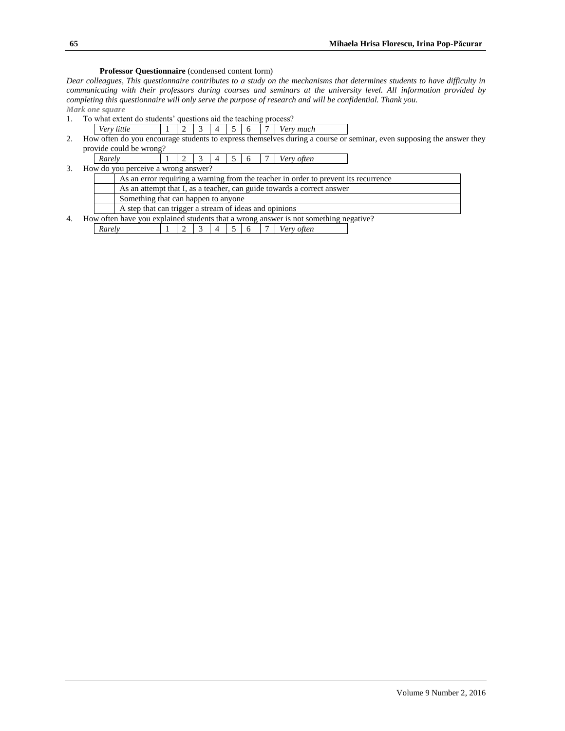**Professor Questionnaire** (condensed content form)

*Dear colleagues, This questionnaire contributes to a study on the mechanisms that determines students to have difficulty in communicating with their professors during courses and seminars at the university level. All information provided by completing this questionnaire will only serve the purpose of research and will be confidential. Thank you.*

***Mark one square***

1. To what extent do students' questions aid the teaching process?

| | | | | | | | | |
|---|---|---|---|---|---|---|---|---|
| *Very little* | 1 | 2 | 3 | 4 | 5 | 6 | 7 | *Very much* |

2. How often do you encourage students to express themselves during a course or seminar, even supposing the answer they provide could be wrong?

| | | | | | | | | |
|---|---|---|---|---|---|---|---|---|
| *Rarely* | 1 | 2 | 3 | 4 | 5 | 6 | 7 | *Very often* |

3. How do you perceive a wrong answer?

| | |
|---|---|
| | As an error requiring a warning from the teacher in order to prevent its recurrence |
| | As an attempt that I, as a teacher, can guide towards a correct answer |
| | Something that can happen to anyone |
| | A step that can trigger a stream of ideas and opinions |

4. How often have you explained students that a wrong answer is not something negative?

| | | | | | | | | |
|---|---|---|---|---|---|---|---|---|
| *Rarely* | 1 | 2 | 3 | 4 | 5 | 6 | 7 | *Very often* |